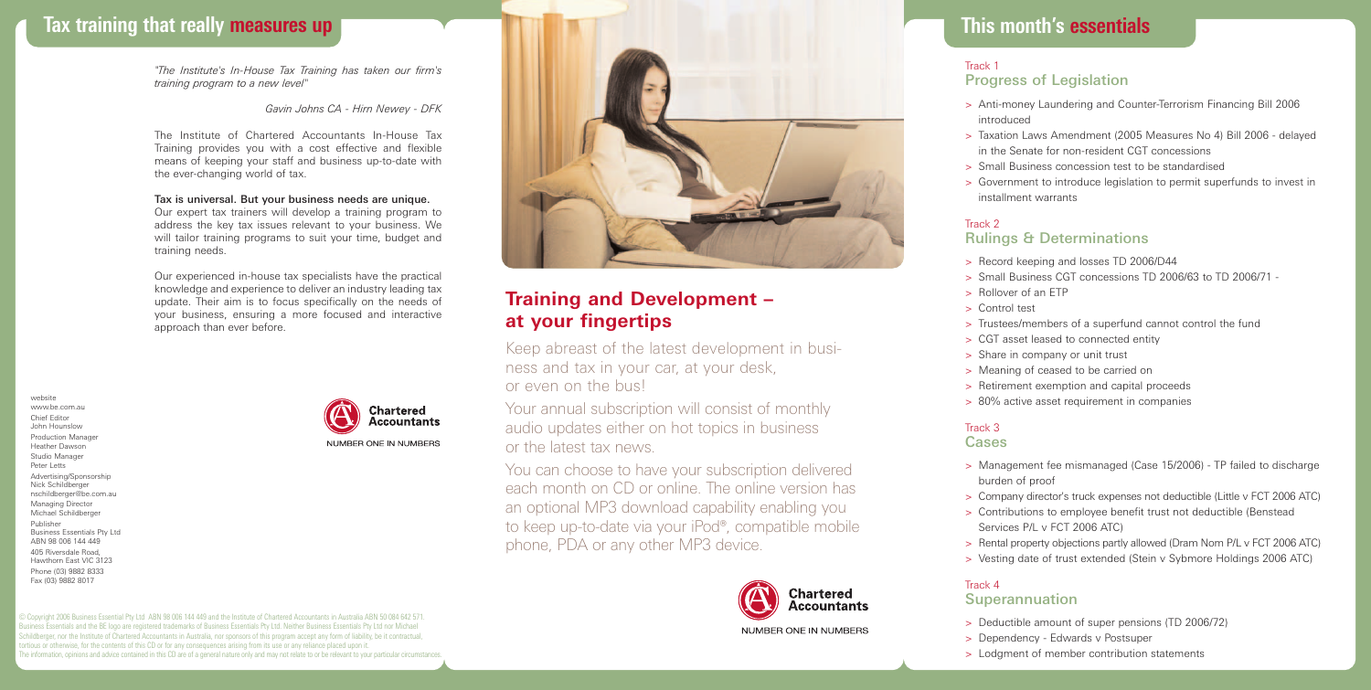## Tax training that really measures up

*"The Institute's In-House Tax Training has taken our firm's training program to a new level"*

*Gavin Johns CA - Hirn Newey - DFK*

The Institute of Chartered Accountants In-House Tax Training provides you with a cost effective and flexible means of keeping your staff and business up-to-date with the ever-changing world of tax.

**Tax is universal. But your business needs are unique.**
Our expert tax trainers will develop a training program to address the key tax issues relevant to your business. We will tailor training programs to suit your time, budget and training needs.

Our experienced in-house tax specialists have the practical knowledge and experience to deliver an industry leading tax update. Their aim is to focus specifically on the needs of your business, ensuring a more focused and interactive approach than ever before.

Chartered Accountants
NUMBER ONE IN NUMBERS

website
www.be.com.au
Chief Editor
John Hounslow
Production Manager
Heather Dawson
Studio Manager
Peter Letts
Advertising/Sponsorship
Nick Schildberger
nschildberger@be.com.au
Managing Director
Michael Schildberger
Publisher
Business Essentials Pty Ltd
ABN 98 006 144 449
405 Riversdale Road,
Hawthorn East VIC 3123
Phone (03) 9882 8333
Fax (03) 9882 8017

© Copyright 2006 Business Essential Pty Ltd ABN 98 006 144 449 and the Institute of Chartered Accountants in Australia ABN 50 084 642 571. Business Essentials and the BE logo are registered trademarks of Business Essentials Pty Ltd. Neither Business Essentials Pty Ltd nor Michael Schildberger, nor the Institute of Chartered Accountants in Australia, nor sponsors of this program accept any form of liability, be it contractual, tortious or otherwise, for the contents of this CD or for any consequences arising from its use or any reliance placed upon it. The information, opinions and advice contained in this CD are of a general nature only and may not relate to or be relevant to your particular circumstances.

## Training and Development – at your fingertips

Keep abreast of the latest development in business and tax in your car, at your desk, or even on the bus!

Your annual subscription will consist of monthly audio updates either on hot topics in business or the latest tax news.

You can choose to have your subscription delivered each month on CD or online. The online version has an optional MP3 download capability enabling you to keep up-to-date via your iPod®, compatible mobile phone, PDA or any other MP3 device.

Chartered Accountants
NUMBER ONE IN NUMBERS

## This month's essentials

### Track 1
### Progress of Legislation

- Anti-money Laundering and Counter-Terrorism Financing Bill 2006 introduced
- Taxation Laws Amendment (2005 Measures No 4) Bill 2006 - delayed in the Senate for non-resident CGT concessions
- Small Business concession test to be standardised
- Government to introduce legislation to permit superfunds to invest in installment warrants

### Track 2
### Rulings & Determinations

- Record keeping and losses TD 2006/D44
- Small Business CGT concessions TD 2006/63 to TD 2006/71 -
- Rollover of an ETP
- Control test
- Trustees/members of a superfund cannot control the fund
- CGT asset leased to connected entity
- Share in company or unit trust
- Meaning of ceased to be carried on
- Retirement exemption and capital proceeds
- 80% active asset requirement in companies

### Track 3
### Cases

- Management fee mismanaged (Case 15/2006) - TP failed to discharge burden of proof
- Company director's truck expenses not deductible (Little v FCT 2006 ATC)
- Contributions to employee benefit trust not deductible (Benstead Services P/L v FCT 2006 ATC)
- Rental property objections partly allowed (Dram Nom P/L v FCT 2006 ATC)
- Vesting date of trust extended (Stein v Sybmore Holdings 2006 ATC)

### Track 4
### Superannuation

- Deductible amount of super pensions (TD 2006/72)
- Dependency - Edwards v Postsuper
- Lodgment of member contribution statements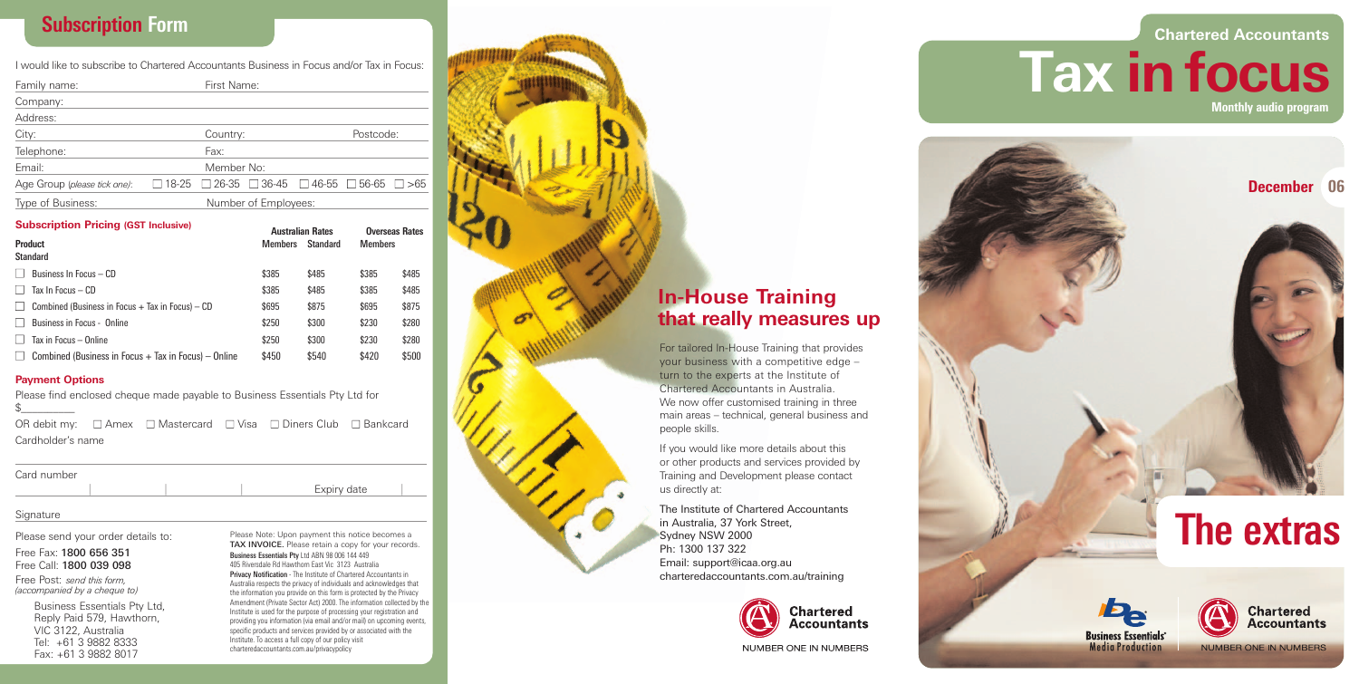## Subscription Form

I would like to subscribe to Chartered Accountants Business in Focus and/or Tax in Focus:

| | |
|---|---|
| Family name: | First Name: |
| Company: | |
| Address: | |
| City: | Country: Postcode: |
| Telephone: | Fax: |
| Email: | Member No: |
| Age Group (*please tick one*): | ☐ 18-25 ☐ 26-35 ☐ 36-45 ☐ 46-55 ☐ 56-65 ☐ >65 |
| Type of Business: | Number of Employees: |

### Subscription Pricing (GST Inclusive)

| Product | Australian Rates | | Overseas Rates | |
|---|---|---|---|---|
| | Members | Standard | Members | Standard |
| ☐ Business In Focus – CD | $385 | $485 | $385 | $485 |
| ☐ Tax In Focus – CD | $385 | $485 | $385 | $485 |
| ☐ Combined (Business in Focus + Tax in Focus) – CD | $695 | $875 | $695 | $875 |
| ☐ Business in Focus - Online | $250 | $300 | $230 | $280 |
| ☐ Tax in Focus – Online | $250 | $300 | $230 | $280 |
| ☐ Combined (Business in Focus + Tax in Focus) – Online | $450 | $540 | $420 | $500 |

### Payment Options

Please find enclosed cheque made payable to Business Essentials Pty Ltd for $________

OR debit my: ☐ Amex ☐ Mastercard ☐ Visa ☐ Diners Club ☐ Bankcard

Cardholder's name

Card number

Expiry date

Signature

Please send your order details to:

Free Fax: **1800 656 351**
Free Call: **1800 039 098**

Free Post: *send this form, (accompanied by a cheque to)*

Business Essentials Pty Ltd,
Reply Paid 579, Hawthorn,
VIC 3122, Australia
Tel: +61 3 9882 8333
Fax: +61 3 9882 8017

Please Note: Upon payment this notice becomes a **TAX INVOICE.** Please retain a copy for your records.
**Business Essentials Pty** Ltd ABN 98 006 144 449
405 Riversdale Rd Hawthorn East Vic 3123 Australia
**Privacy Notification** - The Institute of Chartered Accountants in Australia respects the privacy of individuals and acknowledges that the information you provide on this form is protected by the Privacy Amendment (Private Sector Act) 2000. The information collected by the Institute is used for the purpose of processing your registration and providing you information (via email and/or mail) on upcoming events, specific products and services provided by or associated with the Institute. To access a full copy of our policy visit charteredaccountants.com.au/privacypolicy

## In-House Training that really measures up

For tailored In-House Training that provides your business with a competitive edge – turn to the experts at the Institute of Chartered Accountants in Australia. We now offer customised training in three main areas – technical, general business and people skills.

If you would like more details about this or other products and services provided by Training and Development please contact us directly at:

The Institute of Chartered Accountants in Australia, 37 York Street,
Sydney NSW 2000
Ph: 1300 137 322
Email: support@icaa.org.au
charteredaccountants.com.au/training

Chartered Accountants
NUMBER ONE IN NUMBERS

# Chartered Accountants Tax in focus

**Monthly audio program**

**December 06**

# The extras

Business Essentials Media Production

Chartered Accountants
NUMBER ONE IN NUMBERS